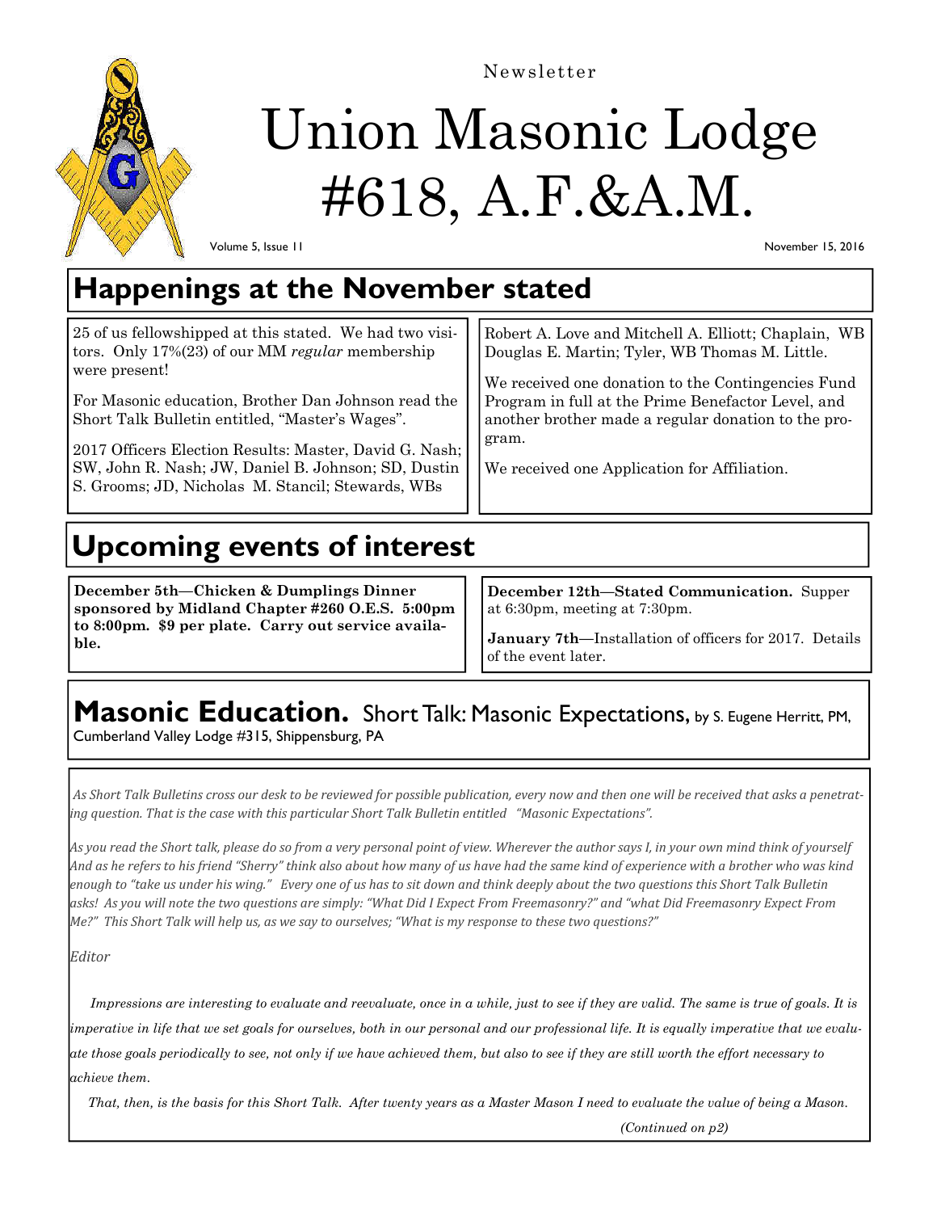Newsletter

# Union Masonic Lodge #618, A.F.&A.M.

Volume 5, Issue 11

November 15, 2016

## Happenings at the November stated

25 of us fellowshipped at this stated. We had two visitors. Only 17%(23) of our MM *regular* membership were present!

For Masonic education, Brother Dan Johnson read the Short Talk Bulletin entitled, "Master's Wages".

2017 Officers Election Results: Master, David G. Nash; SW, John R. Nash; JW, Daniel B. Johnson; SD, Dustin S. Grooms; JD, Nicholas M. Stancil; Stewards, WBs Robert A. Love and Mitchell A. Elliott; Chaplain, WB Douglas E. Martin; Tyler, WB Thomas M. Little.

We received one donation to the Contingencies Fund Program in full at the Prime Benefactor Level, and another brother made a regular donation to the program.

We received one Application for Affiliation.

## Upcoming events of interest

**December 5th—Chicken & Dumplings Dinner sponsored by Midland Chapter #260 O.E.S. 5:00pm to 8:00pm. $9 per plate. Carry out service available.**

**December 12th—Stated Communication.** Supper at 6:30pm, meeting at 7:30pm.

**January 7th**—Installation of officers for 2017. Details of the event later.

## Masonic Education. Short Talk: Masonic Expectations, by S. Eugene Herritt, PM, Cumberland Valley Lodge #315, Shippensburg, PA

*As Short Talk Bulletins cross our desk to be reviewed for possible publication, every now and then one will be received that asks a penetrating question. That is the case with this particular Short Talk Bulletin entitled "Masonic Expectations".*

*As you read the Short talk, please do so from a very personal point of view. Wherever the author says I, in your own mind think of yourself And as he refers to his friend "Sherry" think also about how many of us have had the same kind of experience with a brother who was kind enough to "take us under his wing." Every one of us has to sit down and think deeply about the two questions this Short Talk Bulletin asks! As you will note the two questions are simply: "What Did I Expect From Freemasonry?" and "what Did Freemasonry Expect From Me?" This Short Talk will help us, as we say to ourselves; "What is my response to these two questions?"*

*Editor*

*Impressions are interesting to evaluate and reevaluate, once in a while, just to see if they are valid. The same is true of goals. It is imperative in life that we set goals for ourselves, both in our personal and our professional life. It is equally imperative that we evaluate those goals periodically to see, not only if we have achieved them, but also to see if they are still worth the effort necessary to achieve them.*

*That, then, is the basis for this Short Talk. After twenty years as a Master Mason I need to evaluate the value of being a Mason.*

*(Continued on p2)*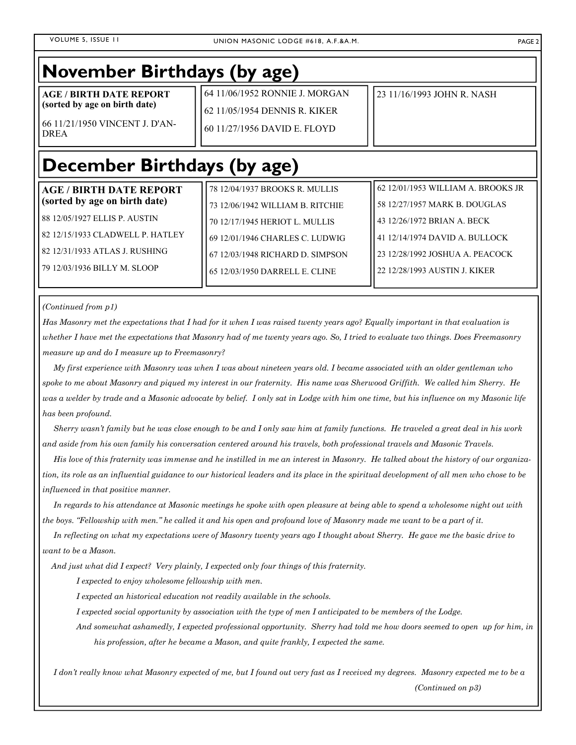## November Birthdays (by age)

**AGE / BIRTH DATE REPORT (sorted by age on birth date)**

66 11/21/1950 VINCENT J. D'ANDREA

64 11/06/1952 RONNIE J. MORGAN

62 11/05/1954 DENNIS R. KIKER

60 11/27/1956 DAVID E. FLOYD

23 11/16/1993 JOHN R. NASH

## December Birthdays (by age)

**AGE / BIRTH DATE REPORT (sorted by age on birth date)**

88 12/05/1927 ELLIS P. AUSTIN

82 12/15/1933 CLADWELL P. HATLEY

82 12/31/1933 ATLAS J. RUSHING

79 12/03/1936 BILLY M. SLOOP

78 12/04/1937 BROOKS R. MULLIS

73 12/06/1942 WILLIAM B. RITCHIE

70 12/17/1945 HERIOT L. MULLIS

69 12/01/1946 CHARLES C. LUDWIG

67 12/03/1948 RICHARD D. SIMPSON

65 12/03/1950 DARRELL E. CLINE

62 12/01/1953 WILLIAM A. BROOKS JR

58 12/27/1957 MARK B. DOUGLAS

43 12/26/1972 BRIAN A. BECK

41 12/14/1974 DAVID A. BULLOCK

23 12/28/1992 JOSHUA A. PEACOCK

22 12/28/1993 AUSTIN J. KIKER

*(Continued from p1)*

*Has Masonry met the expectations that I had for it when I was raised twenty years ago? Equally important in that evaluation is whether I have met the expectations that Masonry had of me twenty years ago. So, I tried to evaluate two things. Does Freemasonry measure up and do I measure up to Freemasonry?*

*My first experience with Masonry was when I was about nineteen years old. I became associated with an older gentleman who spoke to me about Masonry and piqued my interest in our fraternity. His name was Sherwood Griffith. We called him Sherry. He was a welder by trade and a Masonic advocate by belief. I only sat in Lodge with him one time, but his influence on my Masonic life has been profound.*

*Sherry wasn't family but he was close enough to be and I only saw him at family functions. He traveled a great deal in his work and aside from his own family his conversation centered around his travels, both professional travels and Masonic Travels.*

*His love of this fraternity was immense and he instilled in me an interest in Masonry. He talked about the history of our organization, its role as an influential guidance to our historical leaders and its place in the spiritual development of all men who chose to be influenced in that positive manner.*

*In regards to his attendance at Masonic meetings he spoke with open pleasure at being able to spend a wholesome night out with the boys. "Fellowship with men." he called it and his open and profound love of Masonry made me want to be a part of it.*

*In reflecting on what my expectations were of Masonry twenty years ago I thought about Sherry. He gave me the basic drive to want to be a Mason.*

*And just what did I expect? Very plainly, I expected only four things of this fraternity.*

*I expected to enjoy wholesome fellowship with men.*

*I expected an historical education not readily available in the schools.*

*I expected social opportunity by association with the type of men I anticipated to be members of the Lodge.*

*And somewhat ashamedly, I expected professional opportunity. Sherry had told me how doors seemed to open up for him, in his profession, after he became a Mason, and quite frankly, I expected the same.*

*I don't really know what Masonry expected of me, but I found out very fast as I received my degrees. Masonry expected me to be a*

*(Continued on p3)*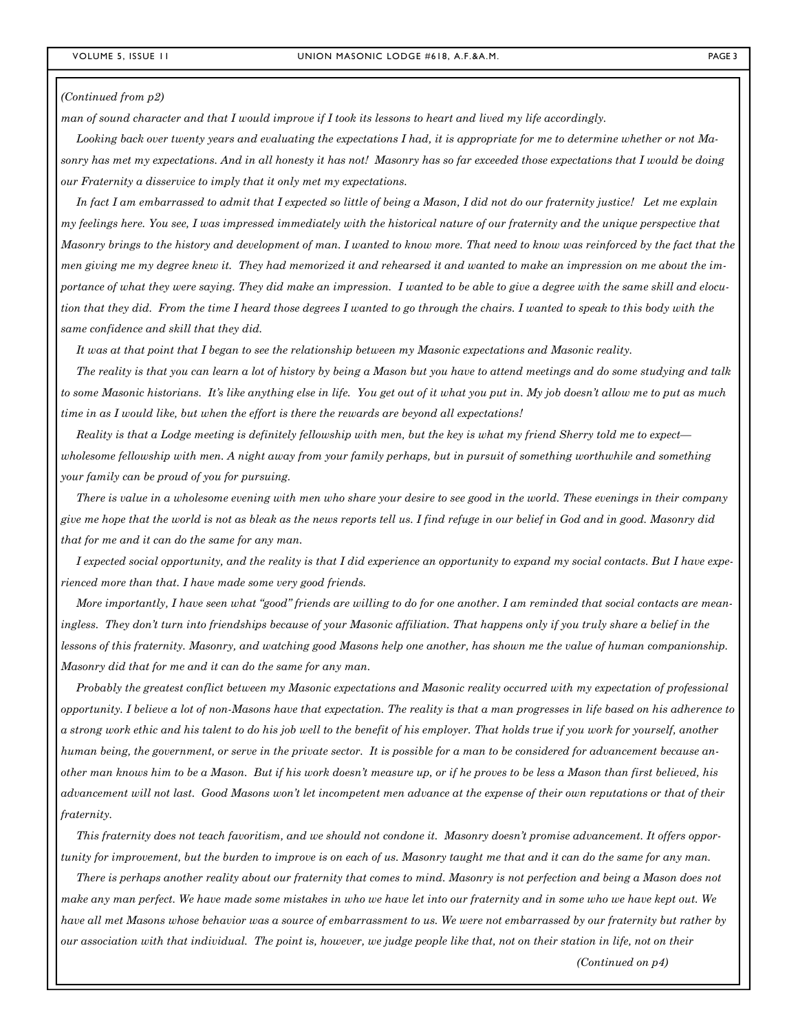*(Continued from p2)*

*man of sound character and that I would improve if I took its lessons to heart and lived my life accordingly.*

*Looking back over twenty years and evaluating the expectations I had, it is appropriate for me to determine whether or not Masonry has met my expectations. And in all honesty it has not! Masonry has so far exceeded those expectations that I would be doing our Fraternity a disservice to imply that it only met my expectations.*

*In fact I am embarrassed to admit that I expected so little of being a Mason, I did not do our fraternity justice! Let me explain my feelings here. You see, I was impressed immediately with the historical nature of our fraternity and the unique perspective that Masonry brings to the history and development of man. I wanted to know more. That need to know was reinforced by the fact that the men giving me my degree knew it. They had memorized it and rehearsed it and wanted to make an impression on me about the importance of what they were saying. They did make an impression. I wanted to be able to give a degree with the same skill and elocution that they did. From the time I heard those degrees I wanted to go through the chairs. I wanted to speak to this body with the same confidence and skill that they did.*

*It was at that point that I began to see the relationship between my Masonic expectations and Masonic reality.*

*The reality is that you can learn a lot of history by being a Mason but you have to attend meetings and do some studying and talk to some Masonic historians. It's like anything else in life. You get out of it what you put in. My job doesn't allow me to put as much time in as I would like, but when the effort is there the rewards are beyond all expectations!*

*Reality is that a Lodge meeting is definitely fellowship with men, but the key is what my friend Sherry told me to expect—wholesome fellowship with men. A night away from your family perhaps, but in pursuit of something worthwhile and something your family can be proud of you for pursuing.*

*There is value in a wholesome evening with men who share your desire to see good in the world. These evenings in their company give me hope that the world is not as bleak as the news reports tell us. I find refuge in our belief in God and in good. Masonry did that for me and it can do the same for any man.*

*I expected social opportunity, and the reality is that I did experience an opportunity to expand my social contacts. But I have experienced more than that. I have made some very good friends.*

*More importantly, I have seen what "good" friends are willing to do for one another. I am reminded that social contacts are meaningless. They don't turn into friendships because of your Masonic affiliation. That happens only if you truly share a belief in the lessons of this fraternity. Masonry, and watching good Masons help one another, has shown me the value of human companionship. Masonry did that for me and it can do the same for any man.*

*Probably the greatest conflict between my Masonic expectations and Masonic reality occurred with my expectation of professional opportunity. I believe a lot of non-Masons have that expectation. The reality is that a man progresses in life based on his adherence to a strong work ethic and his talent to do his job well to the benefit of his employer. That holds true if you work for yourself, another human being, the government, or serve in the private sector. It is possible for a man to be considered for advancement because another man knows him to be a Mason. But if his work doesn't measure up, or if he proves to be less a Mason than first believed, his advancement will not last. Good Masons won't let incompetent men advance at the expense of their own reputations or that of their fraternity.*

*This fraternity does not teach favoritism, and we should not condone it. Masonry doesn't promise advancement. It offers opportunity for improvement, but the burden to improve is on each of us. Masonry taught me that and it can do the same for any man.*

*There is perhaps another reality about our fraternity that comes to mind. Masonry is not perfection and being a Mason does not make any man perfect. We have made some mistakes in who we have let into our fraternity and in some who we have kept out. We have all met Masons whose behavior was a source of embarrassment to us. We were not embarrassed by our fraternity but rather by our association with that individual. The point is, however, we judge people like that, not on their station in life, not on their*

*(Continued on p4)*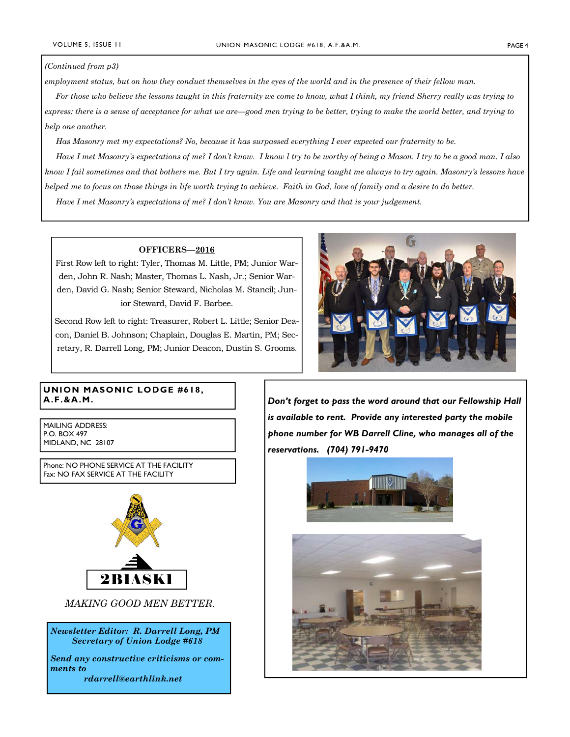*(Continued from p3)*

*employment status, but on how they conduct themselves in the eyes of the world and in the presence of their fellow man.*

*For those who believe the lessons taught in this fraternity we come to know, what I think, my friend Sherry really was trying to express: there is a sense of acceptance for what we are—good men trying to be better, trying to make the world better, and trying to help one another.*

*Has Masonry met my expectations? No, because it has surpassed everything I ever expected our fraternity to be.*

*Have I met Masonry's expectations of me? I don't know. I know I try to be worthy of being a Mason. I try to be a good man. I also know I fail sometimes and that bothers me. But I try again. Life and learning taught me always to try again. Masonry's lessons have helped me to focus on those things in life worth trying to achieve. Faith in God, love of family and a desire to do better.*

*Have I met Masonry's expectations of me? I don't know. You are Masonry and that is your judgement.*

**OFFICERS—2016**

First Row left to right: Tyler, Thomas M. Little, PM; Junior Warden, John R. Nash; Master, Thomas L. Nash, Jr.; Senior Warden, David G. Nash; Senior Steward, Nicholas M. Stancil; Junior Steward, David F. Barbee.

Second Row left to right: Treasurer, Robert L. Little; Senior Deacon, Daniel B. Johnson; Chaplain, Douglas E. Martin, PM; Secretary, R. Darrell Long, PM; Junior Deacon, Dustin S. Grooms.

**UNION MASONIC LODGE #618, A.F.&A.M.**

MAILING ADDRESS:
P.O. BOX 497
MIDLAND, NC 28107

Phone: NO PHONE SERVICE AT THE FACILITY
Fax: NO FAX SERVICE AT THE FACILITY

2B1ASK1

*MAKING GOOD MEN BETTER.*

***Newsletter Editor: R. Darrell Long, PM***
***Secretary of Union Lodge #618***

***Send any constructive criticisms or comments to***
***rdarrell@earthlink.net***

***Don't forget to pass the word around that our Fellowship Hall is available to rent. Provide any interested party the mobile phone number for WB Darrell Cline, who manages all of the reservations. (704) 791-9470***